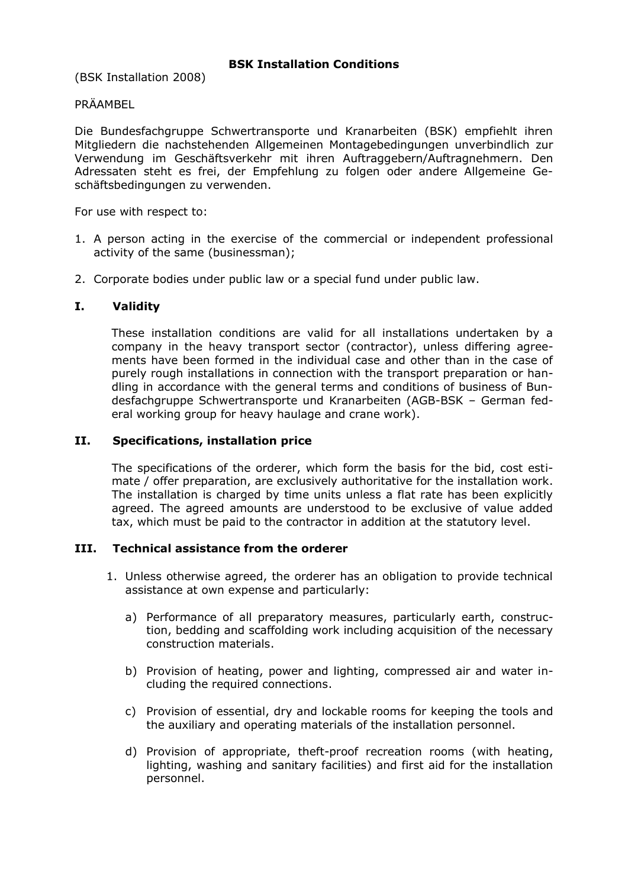# BSK Installation Conditions

(BSK Installation 2008)

PRÄAMBEL

Die Bundesfachgruppe Schwertransporte und Kranarbeiten (BSK) empfiehlt ihren Mitgliedern die nachstehenden Allgemeinen Montagebedingungen unverbindlich zur Verwendung im Geschäftsverkehr mit ihren Auftraggebern/Auftragnehmern. Den Adressaten steht es frei, der Empfehlung zu folgen oder andere Allgemeine Geschäftsbedingungen zu verwenden.

For use with respect to:

1. A person acting in the exercise of the commercial or independent professional activity of the same (businessman);
2. Corporate bodies under public law or a special fund under public law.

## I. Validity

These installation conditions are valid for all installations undertaken by a company in the heavy transport sector (contractor), unless differing agreements have been formed in the individual case and other than in the case of purely rough installations in connection with the transport preparation or handling in accordance with the general terms and conditions of business of Bundesfachgruppe Schwertransporte und Kranarbeiten (AGB-BSK – German federal working group for heavy haulage and crane work).

## II. Specifications, installation price

The specifications of the orderer, which form the basis for the bid, cost estimate / offer preparation, are exclusively authoritative for the installation work. The installation is charged by time units unless a flat rate has been explicitly agreed. The agreed amounts are understood to be exclusive of value added tax, which must be paid to the contractor in addition at the statutory level.

## III. Technical assistance from the orderer

1. Unless otherwise agreed, the orderer has an obligation to provide technical assistance at own expense and particularly:
   a) Performance of all preparatory measures, particularly earth, construction, bedding and scaffolding work including acquisition of the necessary construction materials.
   b) Provision of heating, power and lighting, compressed air and water including the required connections.
   c) Provision of essential, dry and lockable rooms for keeping the tools and the auxiliary and operating materials of the installation personnel.
   d) Provision of appropriate, theft-proof recreation rooms (with heating, lighting, washing and sanitary facilities) and first aid for the installation personnel.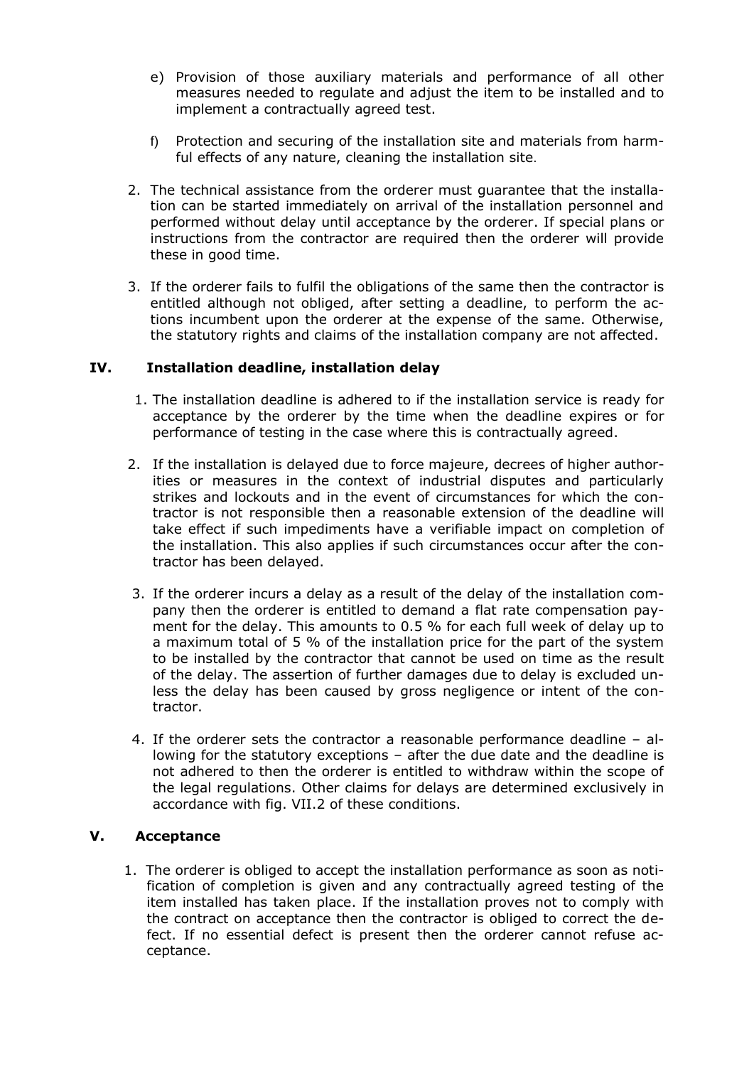e) Provision of those auxiliary materials and performance of all other measures needed to regulate and adjust the item to be installed and to implement a contractually agreed test.

f) Protection and securing of the installation site and materials from harmful effects of any nature, cleaning the installation site.

2. The technical assistance from the orderer must guarantee that the installation can be started immediately on arrival of the installation personnel and performed without delay until acceptance by the orderer. If special plans or instructions from the contractor are required then the orderer will provide these in good time.

3. If the orderer fails to fulfil the obligations of the same then the contractor is entitled although not obliged, after setting a deadline, to perform the actions incumbent upon the orderer at the expense of the same. Otherwise, the statutory rights and claims of the installation company are not affected.

## IV. Installation deadline, installation delay

1. The installation deadline is adhered to if the installation service is ready for acceptance by the orderer by the time when the deadline expires or for performance of testing in the case where this is contractually agreed.

2. If the installation is delayed due to force majeure, decrees of higher authorities or measures in the context of industrial disputes and particularly strikes and lockouts and in the event of circumstances for which the contractor is not responsible then a reasonable extension of the deadline will take effect if such impediments have a verifiable impact on completion of the installation. This also applies if such circumstances occur after the contractor has been delayed.

3. If the orderer incurs a delay as a result of the delay of the installation company then the orderer is entitled to demand a flat rate compensation payment for the delay. This amounts to 0.5 % for each full week of delay up to a maximum total of 5 % of the installation price for the part of the system to be installed by the contractor that cannot be used on time as the result of the delay. The assertion of further damages due to delay is excluded unless the delay has been caused by gross negligence or intent of the contractor.

4. If the orderer sets the contractor a reasonable performance deadline – allowing for the statutory exceptions – after the due date and the deadline is not adhered to then the orderer is entitled to withdraw within the scope of the legal regulations. Other claims for delays are determined exclusively in accordance with fig. VII.2 of these conditions.

## V. Acceptance

1. The orderer is obliged to accept the installation performance as soon as notification of completion is given and any contractually agreed testing of the item installed has taken place. If the installation proves not to comply with the contract on acceptance then the contractor is obliged to correct the defect. If no essential defect is present then the orderer cannot refuse acceptance.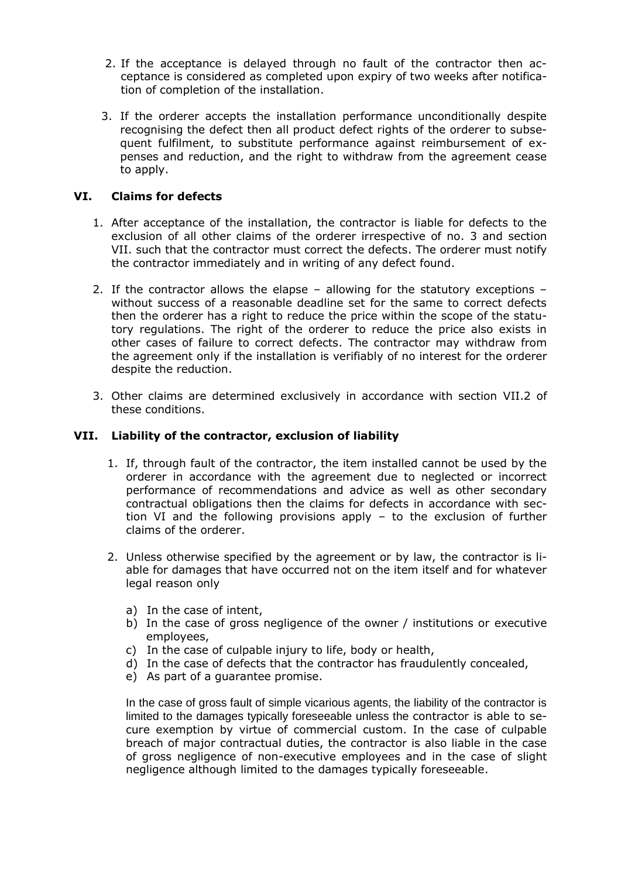2. If the acceptance is delayed through no fault of the contractor then acceptance is considered as completed upon expiry of two weeks after notification of completion of the installation.

3. If the orderer accepts the installation performance unconditionally despite recognising the defect then all product defect rights of the orderer to subsequent fulfilment, to substitute performance against reimbursement of expenses and reduction, and the right to withdraw from the agreement cease to apply.

## VI. Claims for defects

1. After acceptance of the installation, the contractor is liable for defects to the exclusion of all other claims of the orderer irrespective of no. 3 and section VII. such that the contractor must correct the defects. The orderer must notify the contractor immediately and in writing of any defect found.

2. If the contractor allows the elapse – allowing for the statutory exceptions – without success of a reasonable deadline set for the same to correct defects then the orderer has a right to reduce the price within the scope of the statutory regulations. The right of the orderer to reduce the price also exists in other cases of failure to correct defects. The contractor may withdraw from the agreement only if the installation is verifiably of no interest for the orderer despite the reduction.

3. Other claims are determined exclusively in accordance with section VII.2 of these conditions.

## VII. Liability of the contractor, exclusion of liability

1. If, through fault of the contractor, the item installed cannot be used by the orderer in accordance with the agreement due to neglected or incorrect performance of recommendations and advice as well as other secondary contractual obligations then the claims for defects in accordance with section VI and the following provisions apply – to the exclusion of further claims of the orderer.

2. Unless otherwise specified by the agreement or by law, the contractor is liable for damages that have occurred not on the item itself and for whatever legal reason only

   a) In the case of intent,
   b) In the case of gross negligence of the owner / institutions or executive employees,
   c) In the case of culpable injury to life, body or health,
   d) In the case of defects that the contractor has fraudulently concealed,
   e) As part of a guarantee promise.

   In the case of gross fault of simple vicarious agents, the liability of the contractor is limited to the damages typically foreseeable unless the contractor is able to secure exemption by virtue of commercial custom. In the case of culpable breach of major contractual duties, the contractor is also liable in the case of gross negligence of non-executive employees and in the case of slight negligence although limited to the damages typically foreseeable.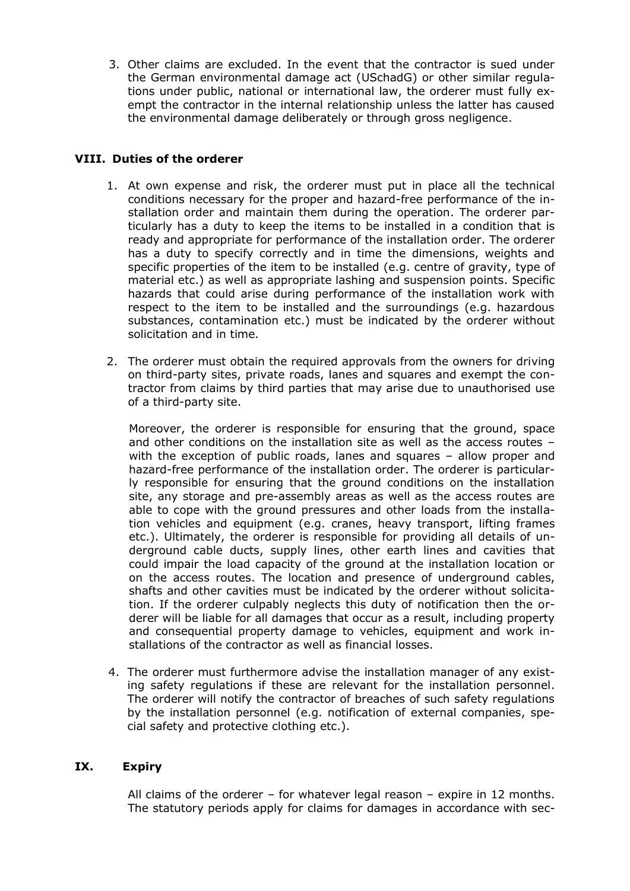3. Other claims are excluded. In the event that the contractor is sued under the German environmental damage act (USchadG) or other similar regulations under public, national or international law, the orderer must fully exempt the contractor in the internal relationship unless the latter has caused the environmental damage deliberately or through gross negligence.

## VIII. Duties of the orderer

1. At own expense and risk, the orderer must put in place all the technical conditions necessary for the proper and hazard-free performance of the installation order and maintain them during the operation. The orderer particularly has a duty to keep the items to be installed in a condition that is ready and appropriate for performance of the installation order. The orderer has a duty to specify correctly and in time the dimensions, weights and specific properties of the item to be installed (e.g. centre of gravity, type of material etc.) as well as appropriate lashing and suspension points. Specific hazards that could arise during performance of the installation work with respect to the item to be installed and the surroundings (e.g. hazardous substances, contamination etc.) must be indicated by the orderer without solicitation and in time.

2. The orderer must obtain the required approvals from the owners for driving on third-party sites, private roads, lanes and squares and exempt the contractor from claims by third parties that may arise due to unauthorised use of a third-party site.

   Moreover, the orderer is responsible for ensuring that the ground, space and other conditions on the installation site as well as the access routes – with the exception of public roads, lanes and squares – allow proper and hazard-free performance of the installation order. The orderer is particularly responsible for ensuring that the ground conditions on the installation site, any storage and pre-assembly areas as well as the access routes are able to cope with the ground pressures and other loads from the installation vehicles and equipment (e.g. cranes, heavy transport, lifting frames etc.). Ultimately, the orderer is responsible for providing all details of underground cable ducts, supply lines, other earth lines and cavities that could impair the load capacity of the ground at the installation location or on the access routes. The location and presence of underground cables, shafts and other cavities must be indicated by the orderer without solicitation. If the orderer culpably neglects this duty of notification then the orderer will be liable for all damages that occur as a result, including property and consequential property damage to vehicles, equipment and work installations of the contractor as well as financial losses.

4. The orderer must furthermore advise the installation manager of any existing safety regulations if these are relevant for the installation personnel. The orderer will notify the contractor of breaches of such safety regulations by the installation personnel (e.g. notification of external companies, special safety and protective clothing etc.).

## IX. Expiry

All claims of the orderer – for whatever legal reason – expire in 12 months. The statutory periods apply for claims for damages in accordance with sec-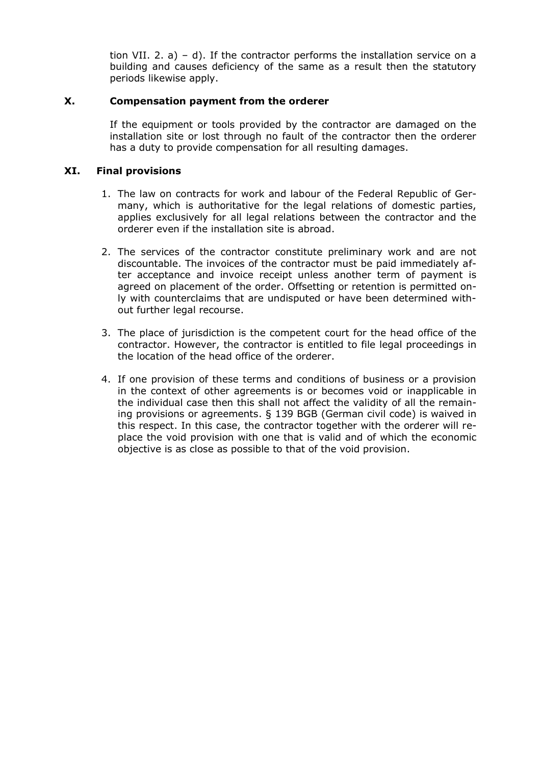tion VII. 2. a) – d). If the contractor performs the installation service on a building and causes deficiency of the same as a result then the statutory periods likewise apply.

## X. Compensation payment from the orderer

If the equipment or tools provided by the contractor are damaged on the installation site or lost through no fault of the contractor then the orderer has a duty to provide compensation for all resulting damages.

## XI. Final provisions

1. The law on contracts for work and labour of the Federal Republic of Germany, which is authoritative for the legal relations of domestic parties, applies exclusively for all legal relations between the contractor and the orderer even if the installation site is abroad.

2. The services of the contractor constitute preliminary work and are not discountable. The invoices of the contractor must be paid immediately after acceptance and invoice receipt unless another term of payment is agreed on placement of the order. Offsetting or retention is permitted only with counterclaims that are undisputed or have been determined without further legal recourse.

3. The place of jurisdiction is the competent court for the head office of the contractor. However, the contractor is entitled to file legal proceedings in the location of the head office of the orderer.

4. If one provision of these terms and conditions of business or a provision in the context of other agreements is or becomes void or inapplicable in the individual case then this shall not affect the validity of all the remaining provisions or agreements. § 139 BGB (German civil code) is waived in this respect. In this case, the contractor together with the orderer will replace the void provision with one that is valid and of which the economic objective is as close as possible to that of the void provision.